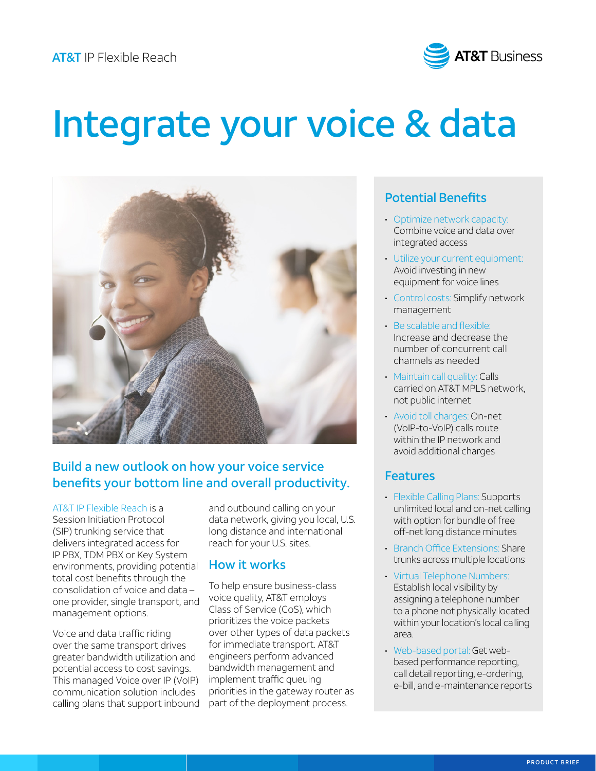AT&T IP Flexible Reach

# Integrate your voice & data

## Build a new outlook on how your voice service benefits your bottom line and overall productivity.

AT&T IP Flexible Reach is a Session Initiation Protocol (SIP) trunking service that delivers integrated access for IP PBX, TDM PBX or Key System environments, providing potential total cost benefits through the consolidation of voice and data – one provider, single transport, and management options.

Voice and data traffic riding over the same transport drives greater bandwidth utilization and potential access to cost savings. This managed Voice over IP (VoIP) communication solution includes calling plans that support inbound and outbound calling on your data network, giving you local, U.S. long distance and international reach for your U.S. sites.

### How it works

To help ensure business-class voice quality, AT&T employs Class of Service (CoS), which prioritizes the voice packets over other types of data packets for immediate transport. AT&T engineers perform advanced bandwidth management and implement traffic queuing priorities in the gateway router as part of the deployment process.

### Potential Benefits

- Optimize network capacity: Combine voice and data over integrated access
- Utilize your current equipment: Avoid investing in new equipment for voice lines
- Control costs: Simplify network management
- Be scalable and flexible: Increase and decrease the number of concurrent call channels as needed
- Maintain call quality: Calls carried on AT&T MPLS network, not public internet
- Avoid toll charges: On-net (VoIP-to-VoIP) calls route within the IP network and avoid additional charges

### Features

- Flexible Calling Plans: Supports unlimited local and on-net calling with option for bundle of free off-net long distance minutes
- Branch Office Extensions: Share trunks across multiple locations
- Virtual Telephone Numbers: Establish local visibility by assigning a telephone number to a phone not physically located within your location's local calling area.
- Web-based portal: Get web-based performance reporting, call detail reporting, e-ordering, e-bill, and e-maintenance reports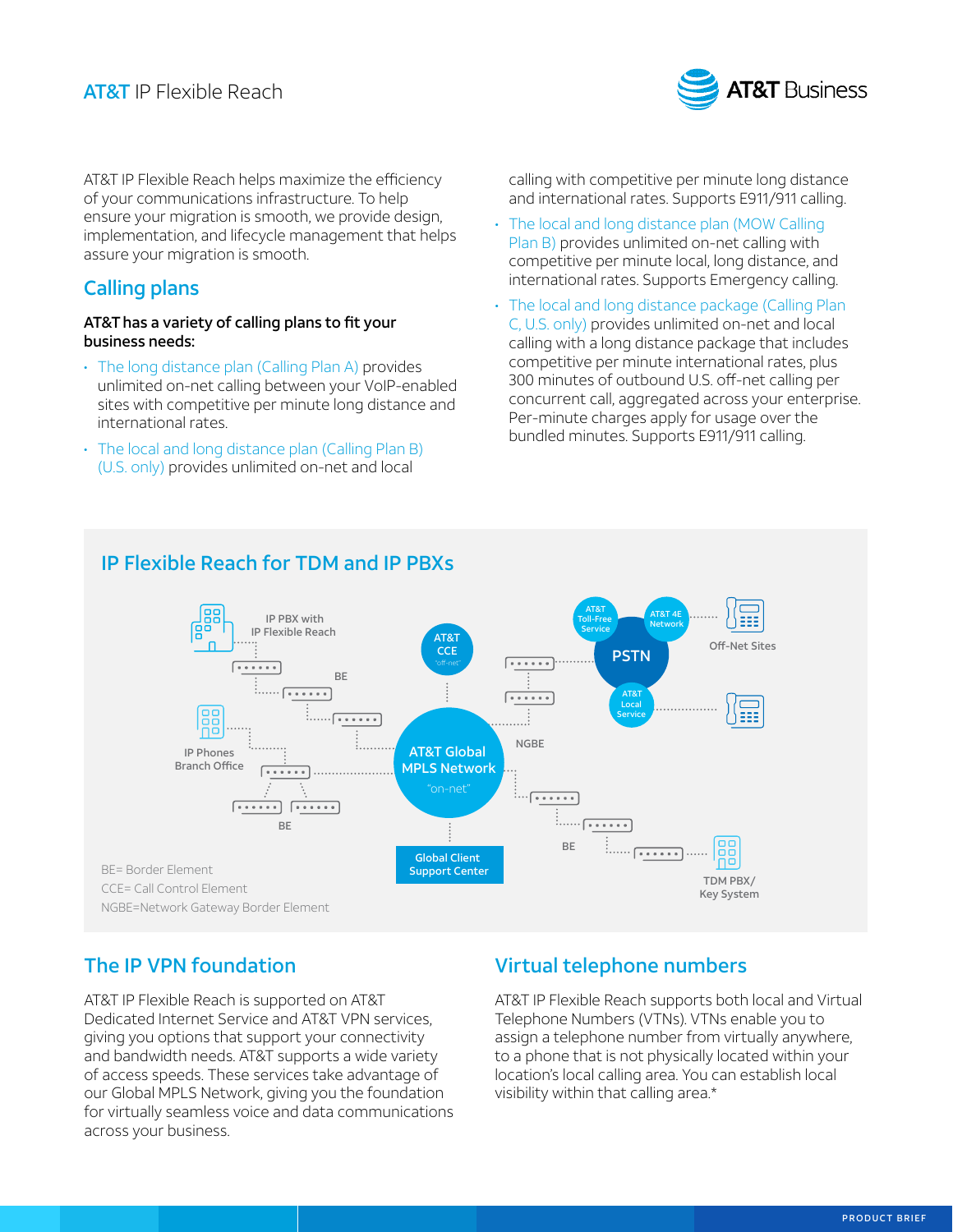AT&T IP Flexible Reach helps maximize the efficiency of your communications infrastructure. To help ensure your migration is smooth, we provide design, implementation, and lifecycle management that helps assure your migration is smooth.

## Calling plans

**AT&T has a variety of calling plans to fit your business needs:**

- The long distance plan (Calling Plan A) provides unlimited on-net calling between your VoIP-enabled sites with competitive per minute long distance and international rates.
- The local and long distance plan (Calling Plan B) (U.S. only) provides unlimited on-net and local calling with competitive per minute long distance and international rates. Supports E911/911 calling.
- The local and long distance plan (MOW Calling Plan B) provides unlimited on-net calling with competitive per minute local, long distance, and international rates. Supports Emergency calling.
- The local and long distance package (Calling Plan C, U.S. only) provides unlimited on-net and local calling with a long distance package that includes competitive per minute international rates, plus 300 minutes of outbound U.S. off-net calling per concurrent call, aggregated across your enterprise. Per-minute charges apply for usage over the bundled minutes. Supports E911/911 calling.

## IP Flexible Reach for TDM and IP PBXs

IP PBX with IP Flexible Reach

BE

IP Phones Branch Office

BE

AT&T CCE "off-net"

AT&T Global MPLS Network "on-net"

Global Client Support Center

AT&T Toll-Free Service

AT&T 4E Network

PSTN

AT&T Local Service

Off-Net Sites

NGBE

BE

TDM PBX/ Key System

BE= Border Element

CCE= Call Control Element

NGBE=Network Gateway Border Element

## The IP VPN foundation

AT&T IP Flexible Reach is supported on AT&T Dedicated Internet Service and AT&T VPN services, giving you options that support your connectivity and bandwidth needs. AT&T supports a wide variety of access speeds. These services take advantage of our Global MPLS Network, giving you the foundation for virtually seamless voice and data communications across your business.

## Virtual telephone numbers

AT&T IP Flexible Reach supports both local and Virtual Telephone Numbers (VTNs). VTNs enable you to assign a telephone number from virtually anywhere, to a phone that is not physically located within your location's local calling area. You can establish local visibility within that calling area.*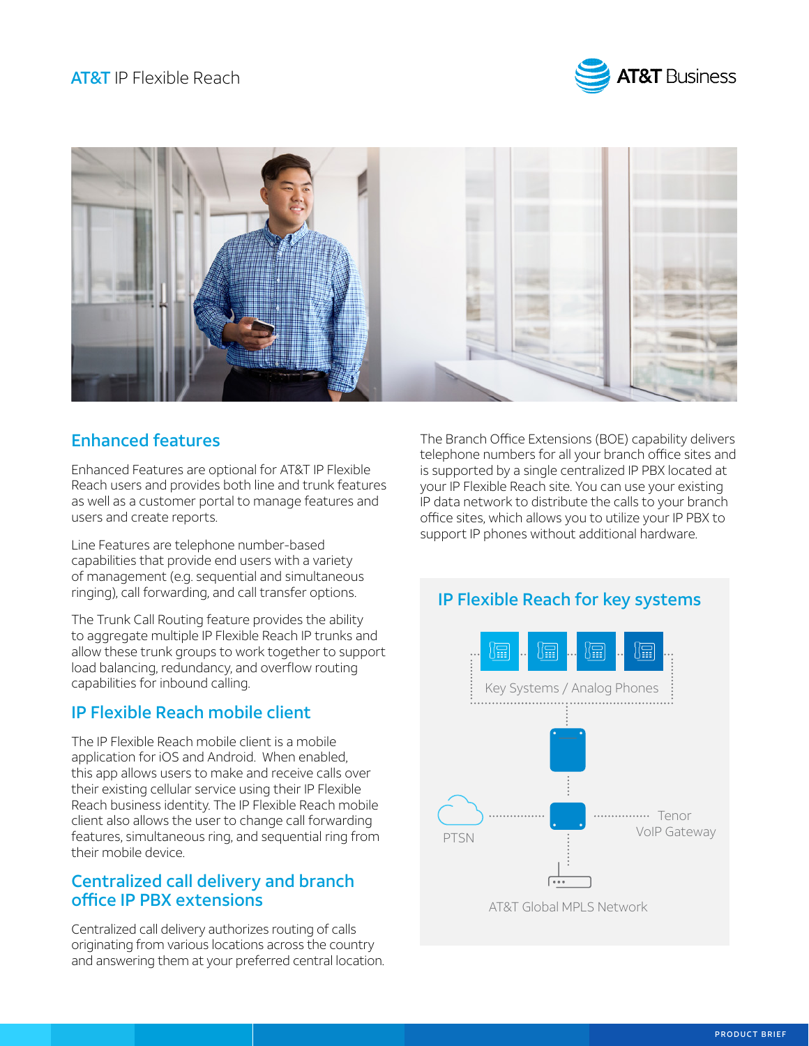## Enhanced features

Enhanced Features are optional for AT&T IP Flexible Reach users and provides both line and trunk features as well as a customer portal to manage features and users and create reports.

Line Features are telephone number-based capabilities that provide end users with a variety of management (e.g. sequential and simultaneous ringing), call forwarding, and call transfer options.

The Trunk Call Routing feature provides the ability to aggregate multiple IP Flexible Reach IP trunks and allow these trunk groups to work together to support load balancing, redundancy, and overflow routing capabilities for inbound calling.

## IP Flexible Reach mobile client

The IP Flexible Reach mobile client is a mobile application for iOS and Android. When enabled, this app allows users to make and receive calls over their existing cellular service using their IP Flexible Reach business identity. The IP Flexible Reach mobile client also allows the user to change call forwarding features, simultaneous ring, and sequential ring from their mobile device.

## Centralized call delivery and branch office IP PBX extensions

Centralized call delivery authorizes routing of calls originating from various locations across the country and answering them at your preferred central location.

The Branch Office Extensions (BOE) capability delivers telephone numbers for all your branch office sites and is supported by a single centralized IP PBX located at your IP Flexible Reach site. You can use your existing IP data network to distribute the calls to your branch office sites, which allows you to utilize your IP PBX to support IP phones without additional hardware.

### IP Flexible Reach for key systems

Key Systems / Analog Phones

PTSN

Tenor VoIP Gateway

AT&T Global MPLS Network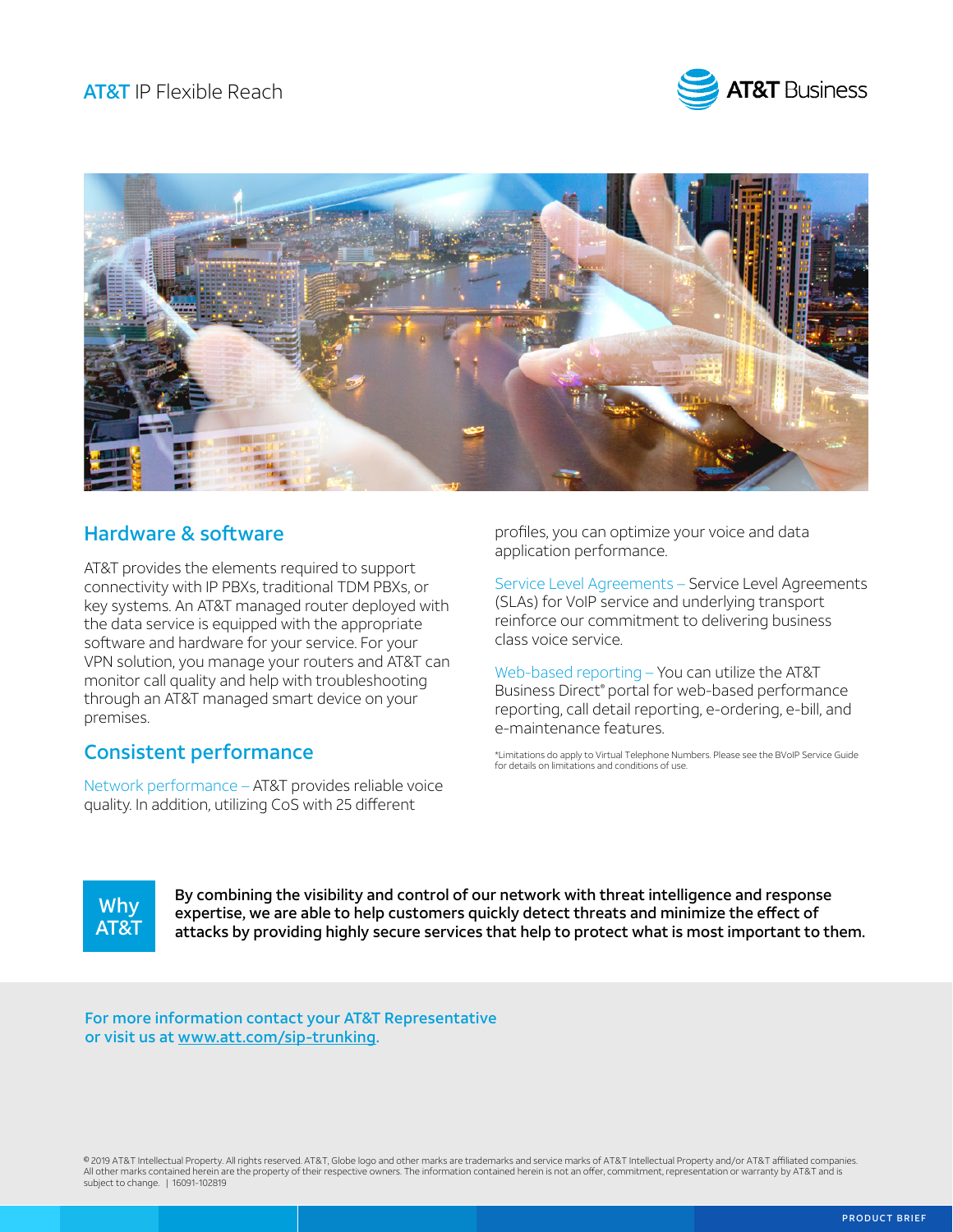## Hardware & software

AT&T provides the elements required to support connectivity with IP PBXs, traditional TDM PBXs, or key systems. An AT&T managed router deployed with the data service is equipped with the appropriate software and hardware for your service. For your VPN solution, you manage your routers and AT&T can monitor call quality and help with troubleshooting through an AT&T managed smart device on your premises.

## Consistent performance

Network performance – AT&T provides reliable voice quality. In addition, utilizing CoS with 25 different profiles, you can optimize your voice and data application performance.

Service Level Agreements – Service Level Agreements (SLAs) for VoIP service and underlying transport reinforce our commitment to delivering business class voice service.

Web-based reporting – You can utilize the AT&T Business Direct® portal for web-based performance reporting, call detail reporting, e-ordering, e-bill, and e-maintenance features.

*Limitations do apply to Virtual Telephone Numbers. Please see the BVoIP Service Guide for details on limitations and conditions of use.

**Why AT&T**

**By combining the visibility and control of our network with threat intelligence and response expertise, we are able to help customers quickly detect threats and minimize the effect of attacks by providing highly secure services that help to protect what is most important to them.**

**For more information contact your AT&T Representative or visit us at www.att.com/sip-trunking.**

© 2019 AT&T Intellectual Property. All rights reserved. AT&T, Globe logo and other marks are trademarks and service marks of AT&T Intellectual Property and/or AT&T affiliated companies. All other marks contained herein are the property of their respective owners. The information contained herein is not an offer, commitment, representation or warranty by AT&T and is subject to change. | 16091-102819

PRODUCT BRIEF